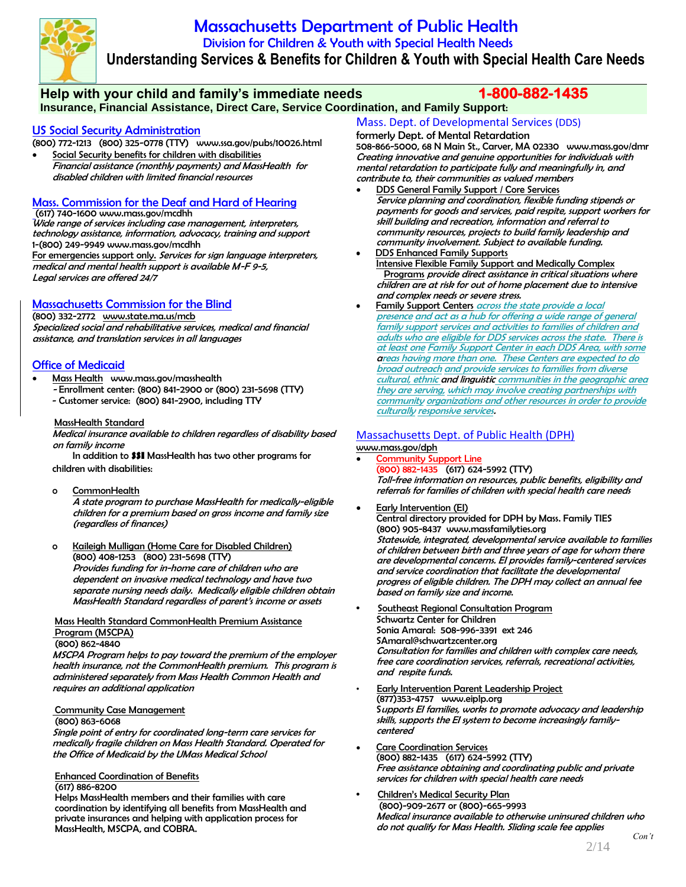# Massachusetts Department of Public Health

## Division for Children & Youth with Special Health Needs

## Understanding Services & Benefits for Children & Youth with Special Health Care Needs

### Help with your child and family's immediate needs 1-800-882-1435

**Insurance, Financial Assistance, Direct Care, Service Coordination, and Family Support:**

### US Social Security Administration

(800) 772-1213 (800) 325-0778 (TTY) www.ssa.gov/pubs/10026.html

- Social Security benefits for children with disabilities
  *Financial assistance (monthly payments) and MassHealth for disabled children with limited financial resources*

### Mass. Commission for the Deaf and Hard of Hearing

(617) 740-1600 www.mass.gov/mcdhh
*Wide range of services including case management, interpreters, technology assistance, information, advocacy, training and support*
1-(800) 249-9949 www.mass.gov/mcdhh
For emergencies support only. *Services for sign language interpreters, medical and mental health support is available M-F 9-5, Legal services are offered 24/7*

### Massachusetts Commission for the Blind

(800) 332-2772 www.state.ma.us/mcb
*Specialized social and rehabilitative services, medical and financial assistance, and translation services in all languages*

### Office of Medicaid

- Mass Health www.mass.gov/masshealth
  - Enrollment center: (800) 841-2900 or (800) 231-5698 (TTY)
  - Customer service: (800) 841-2900, including TTY

MassHealth Standard
*Medical insurance available to children regardless of disability based on family income*
In addition to SSI MassHealth has two other programs for children with disabilities:

- CommonHealth
  *A state program to purchase MassHealth for medically-eligible children for a premium based on gross income and family size (regardless of finances)*
- Kaileigh Mulligan (Home Care for Disabled Children)
  (800) 408-1253 (800) 231-5698 (TTY)
  *Provides funding for in-home care of children who are dependent on invasive medical technology and have two separate nursing needs daily. Medically eligible children obtain MassHealth Standard regardless of parent's income or assets*

Mass Health Standard CommonHealth Premium Assistance Program (MSCPA)
(800) 862-4840
*MSCPA Program helps to pay toward the premium of the employer health insurance, not the CommonHealth premium. This program is administered separately from Mass Health Common Health and requires an additional application*

Community Case Management
(800) 863-6068
*Single point of entry for coordinated long-term care services for medically fragile children on Mass Health Standard. Operated for the Office of Medicaid by the UMass Medical School*

Enhanced Coordination of Benefits
(617) 886-8200
Helps MassHealth members and their families with care coordination by identifying all benefits from MassHealth and private insurances and helping with application process for MassHealth, MSCPA, and COBRA.

### Mass. Dept. of Developmental Services (DDS)

formerly Dept. of Mental Retardation
508-866-5000, 68 N Main St., Carver, MA 02330 www.mass.gov/dmr
*Creating innovative and genuine opportunities for individuals with mental retardation to participate fully and meaningfully in, and contribute to, their communities as valued members*

- DDS General Family Support / Core Services
  *Service planning and coordination, flexible funding stipends or payments for goods and services, paid respite, support workers for skill building and recreation, information and referral to community resources, projects to build family leadership and community involvement. Subject to available funding.*
- DDS Enhanced Family Supports
  Intensive Flexible Family Support and Medically Complex Programs *provide direct assistance in critical situations where children are at risk for out of home placement due to intensive and complex needs or severe stress.*
- Family Support Centers *across the state provide a local presence and act as a hub for offering a wide range of general family support services and activities to families of children and adults who are eligible for DDS services across the state. There is at least one Family Support Center in each DDS Area, with some areas having more than one. These Centers are expected to do broad outreach and provide services to families from diverse cultural, ethnic and linguistic communities in the geographic area they are serving, which may involve creating partnerships with community organizations and other resources in order to provide culturally responsive services.*

### Massachusetts Dept. of Public Health (DPH)

www.mass.gov/dph

- Community Support Line
  (800) 882-1435 (617) 624-5992 (TTY)
  *Toll-free information on resources, public benefits, eligibility and referrals for families of children with special health care needs*
- Early Intervention (EI)
  Central directory provided for DPH by Mass. Family TIES
  (800) 905-8437 www.massfamilyties.org
  *Statewide, integrated, developmental service available to families of children between birth and three years of age for whom there are developmental concerns. EI provides family-centered services and service coordination that facilitate the developmental progress of eligible children. The DPH may collect an annual fee based on family size and income.*
- Southeast Regional Consultation Program
  Schwartz Center for Children
  Sonia Amaral: 508-996-3391 ext 246
  SAmaral@schwartzcenter.org
  *Consultation for families and children with complex care needs, free care coordination services, referrals, recreational activities, and respite funds.*
- Early Intervention Parent Leadership Project
  (877)353-4757 www.eiplp.org
  *Supports EI families, works to promote advocacy and leadership skills, supports the EI system to become increasingly family-centered*
- Care Coordination Services
  (800) 882-1435 (617) 624-5992 (TTY)
  *Free assistance obtaining and coordinating public and private services for children with special health care needs*
- Children's Medical Security Plan
  (800)-909-2677 or (800)-665-9993
  *Medical insurance available to otherwise uninsured children who do not qualify for Mass Health. Sliding scale fee applies*

*Con't*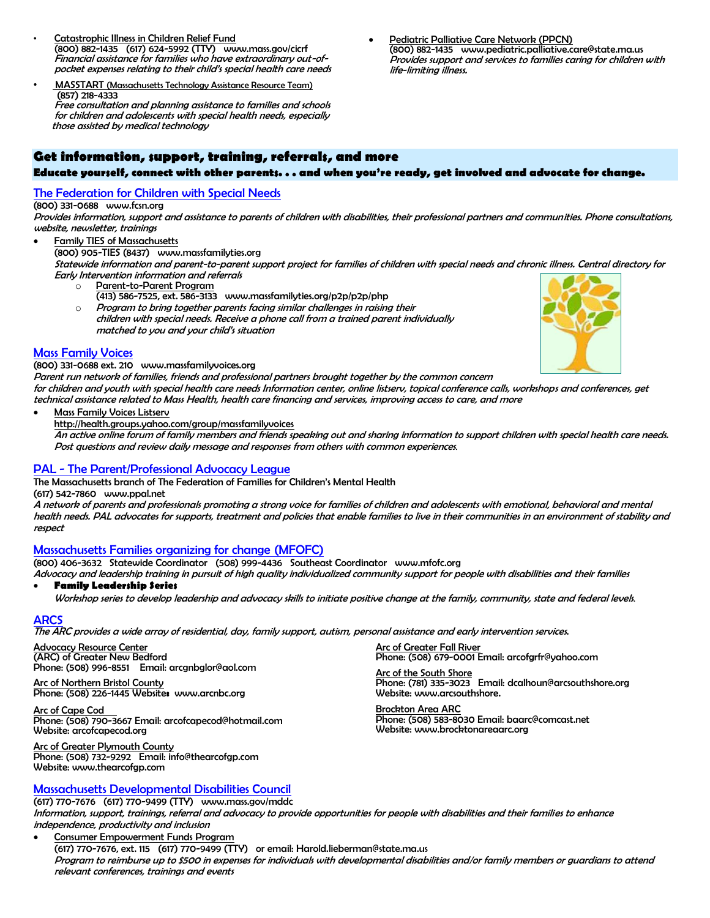- Catastrophic Illness in Children Relief Fund
  (800) 882-1435 (617) 624-5992 (TTY) www.mass.gov/cicrf
  *Financial assistance for families who have extraordinary out-of-pocket expenses relating to their child's special health care needs*
- MASSTART (Massachusetts Technology Assistance Resource Team)
  (857) 218-4333
  *Free consultation and planning assistance to families and schools for children and adolescents with special health needs, especially those assisted by medical technology*
- Pediatric Palliative Care Network (PPCN)
  (800) 882-1435 www.pediatric.palliative.care@state.ma.us
  *Provides support and services to families caring for children with life-limiting illness.*

## Get information, support, training, referrals, and more

**Educate yourself, connect with other parents. . . and when you're ready, get involved and advocate for change.**

### The Federation for Children with Special Needs

(800) 331-0688 www.fcsn.org

*Provides information, support and assistance to parents of children with disabilities, their professional partners and communities. Phone consultations, website, newsletter, trainings*

- Family TIES of Massachusetts
  (800) 905-TIES (8437) www.massfamilyties.org
  *Statewide information and parent-to-parent support project for families of children with special needs and chronic illness. Central directory for Early Intervention information and referrals*
  - Parent-to-Parent Program
    (413) 586-7525, ext. 586-3133 www.massfamilyties.org/p2p/p2p/php
  - *Program to bring together parents facing similar challenges in raising their children with special needs. Receive a phone call from a trained parent individually matched to you and your child's situation*

### Mass Family Voices

(800) 331-0688 ext. 210 www.massfamilyvoices.org

*Parent run network of families, friends and professional partners brought together by the common concern for children and youth with special health care needs Information center, online listserv, topical conference calls, workshops and conferences, get technical assistance related to Mass Health, health care financing and services, improving access to care, and more*

- Mass Family Voices Listserv
  http://health.groups.yahoo.com/group/massfamilyvoices
  *An active online forum of family members and friends speaking out and sharing information to support children with special health care needs. Post questions and review daily message and responses from others with common experiences.*

### PAL - The Parent/Professional Advocacy League

The Massachusetts branch of The Federation of Families for Children's Mental Health

(617) 542-7860 www.ppal.net

*A network of parents and professionals promoting a strong voice for families of children and adolescents with emotional, behavioral and mental health needs. PAL advocates for supports, treatment and policies that enable families to live in their communities in an environment of stability and respect*

### Massachusetts Families organizing for change (MFOFC)

(800) 406-3632 Statewide Coordinator (508) 999-4436 Southeast Coordinator www.mfofc.org

*Advocacy and leadership training in pursuit of high quality individualized community support for people with disabilities and their families*

- **Family Leadership Series**
  *Workshop series to develop leadership and advocacy skills to initiate positive change at the family, community, state and federal levels.*

### ARCS

*The ARC provides a wide array of residential, day, family support, autism, personal assistance and early intervention services.*

Advocacy Resource Center
(ARC) of Greater New Bedford
Phone: (508) 996-8551 Email: arcgnbglor@aol.com

Arc of Northern Bristol County
Phone: (508) 226-1445 Website: www.arcnbc.org

Arc of Cape Cod
Phone: (508) 790-3667 Email: arcofcapecod@hotmail.com
Website: arcofcapecod.org

Arc of Greater Plymouth County
Phone: (508) 732-9292 Email: info@thearcofgp.com
Website: www.thearcofgp.com

Arc of Greater Fall River
Phone: (508) 679-0001 Email: arcofgrfr@yahoo.com

Arc of the South Shore
Phone: (781) 335-3023 Email: dcalhoun@arcsouthshore.org
Website: www.arcsouthshore.

Brockton Area ARC
Phone: (508) 583-8030 Email: baarc@comcast.net
Website: www.brocktonareaarc.org

### Massachusetts Developmental Disabilities Council

(617) 770-7676 (617) 770-9499 (TTY) www.mass.gov/mddc

*Information, support, trainings, referral and advocacy to provide opportunities for people with disabilities and their families to enhance independence, productivity and inclusion*

- Consumer Empowerment Funds Program
  (617) 770-7676, ext. 115 (617) 770-9499 (TTY) or email: Harold.lieberman@state.ma.us
  *Program to reimburse up to $500 in expenses for individuals with developmental disabilities and/or family members or guardians to attend relevant conferences, trainings and events*